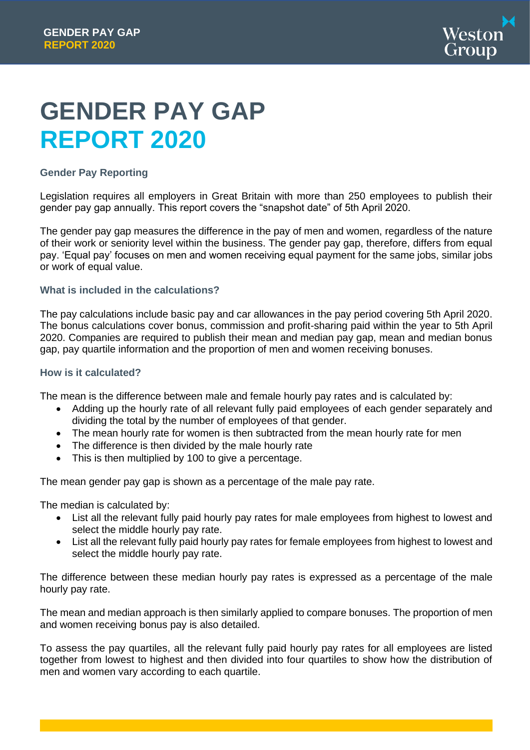# GENDER PAY GAP REPORT 2020

### Gender Pay Reporting

Legislation requires all employers in Great Britain with more than 250 employees to publish their gender pay gap annually. This report covers the "snapshot date" of 5th April 2020.

The gender pay gap measures the difference in the pay of men and women, regardless of the nature of their work or seniority level within the business. The gender pay gap, therefore, differs from equal pay. 'Equal pay' focuses on men and women receiving equal payment for the same jobs, similar jobs or work of equal value.

### What is included in the calculations?

The pay calculations include basic pay and car allowances in the pay period covering 5th April 2020. The bonus calculations cover bonus, commission and profit-sharing paid within the year to 5th April 2020. Companies are required to publish their mean and median pay gap, mean and median bonus gap, pay quartile information and the proportion of men and women receiving bonuses.

### How is it calculated?

The mean is the difference between male and female hourly pay rates and is calculated by:

- Adding up the hourly rate of all relevant fully paid employees of each gender separately and dividing the total by the number of employees of that gender.
- The mean hourly rate for women is then subtracted from the mean hourly rate for men
- The difference is then divided by the male hourly rate
- This is then multiplied by 100 to give a percentage.

The mean gender pay gap is shown as a percentage of the male pay rate.

The median is calculated by:

- List all the relevant fully paid hourly pay rates for male employees from highest to lowest and select the middle hourly pay rate.
- List all the relevant fully paid hourly pay rates for female employees from highest to lowest and select the middle hourly pay rate.

The difference between these median hourly pay rates is expressed as a percentage of the male hourly pay rate.

The mean and median approach is then similarly applied to compare bonuses. The proportion of men and women receiving bonus pay is also detailed.

To assess the pay quartiles, all the relevant fully paid hourly pay rates for all employees are listed together from lowest to highest and then divided into four quartiles to show how the distribution of men and women vary according to each quartile.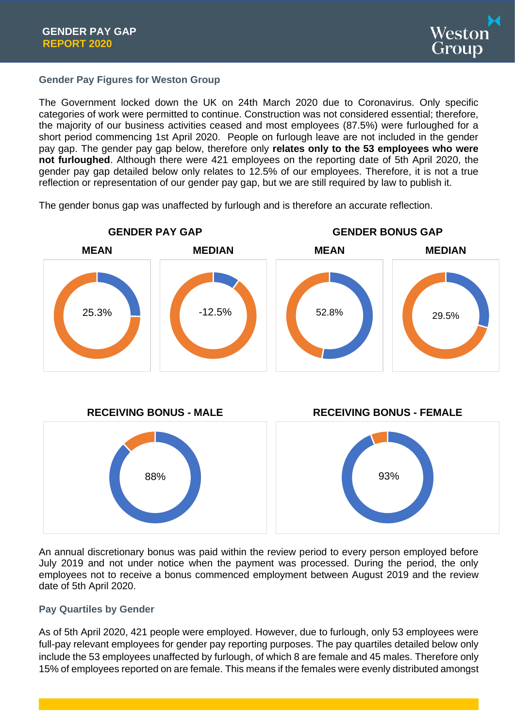## Gender Pay Figures for Weston Group

The Government locked down the UK on 24th March 2020 due to Coronavirus. Only specific categories of work were permitted to continue. Construction was not considered essential; therefore, the majority of our business activities ceased and most employees (87.5%) were furloughed for a short period commencing 1st April 2020. People on furlough leave are not included in the gender pay gap. The gender pay gap below, therefore only **relates only to the 53 employees who were not furloughed**. Although there were 421 employees on the reporting date of 5th April 2020, the gender pay gap detailed below only relates to 12.5% of our employees. Therefore, it is not a true reflection or representation of our gender pay gap, but we are still required by law to publish it.

The gender bonus gap was unaffected by furlough and is therefore an accurate reflection.

**GENDER PAY GAP**

| MEAN | MEDIAN |
|---|---|
| 25.3% | -12.5% |

**GENDER BONUS GAP**

| MEAN | MEDIAN |
|---|---|
| 52.8% | 29.5% |

| RECEIVING BONUS - MALE | RECEIVING BONUS - FEMALE |
|---|---|
| 88% | 93% |

An annual discretionary bonus was paid within the review period to every person employed before July 2019 and not under notice when the payment was processed. During the period, the only employees not to receive a bonus commenced employment between August 2019 and the review date of 5th April 2020.

## Pay Quartiles by Gender

As of 5th April 2020, 421 people were employed. However, due to furlough, only 53 employees were full-pay relevant employees for gender pay reporting purposes. The pay quartiles detailed below only include the 53 employees unaffected by furlough, of which 8 are female and 45 males. Therefore only 15% of employees reported on are female. This means if the females were evenly distributed amongst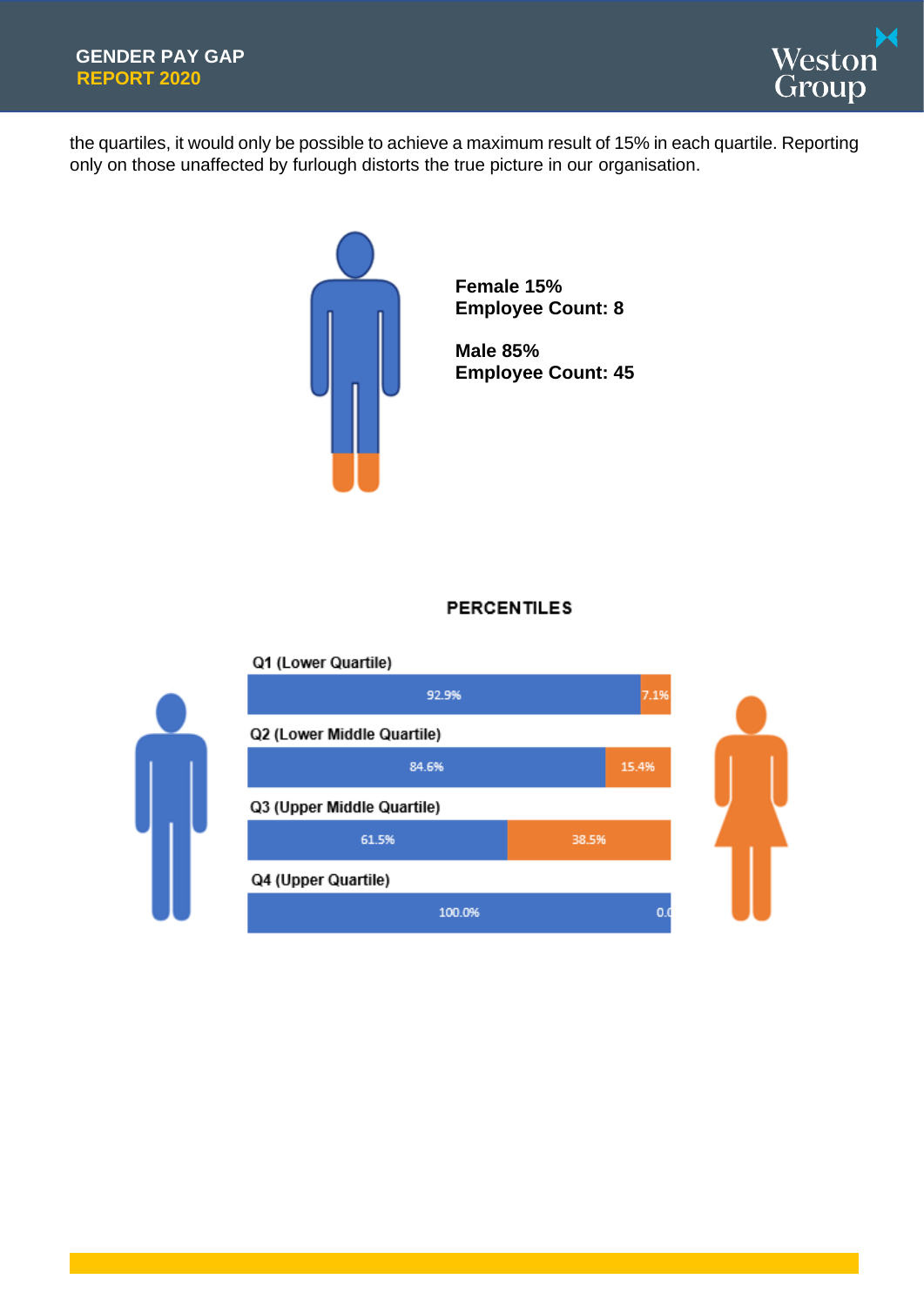the quartiles, it would only be possible to achieve a maximum result of 15% in each quartile. Reporting only on those unaffected by furlough distorts the true picture in our organisation.

**Female 15%**
**Employee Count: 8**

**Male 85%**
**Employee Count: 45**

## PERCENTILES

| Quartile | Male | Female |
|---|---|---|
| Q1 (Lower Quartile) | 92.9% | 7.1% |
| Q2 (Lower Middle Quartile) | 84.6% | 15.4% |
| Q3 (Upper Middle Quartile) | 61.5% | 38.5% |
| Q4 (Upper Quartile) | 100.0% | 0.0% |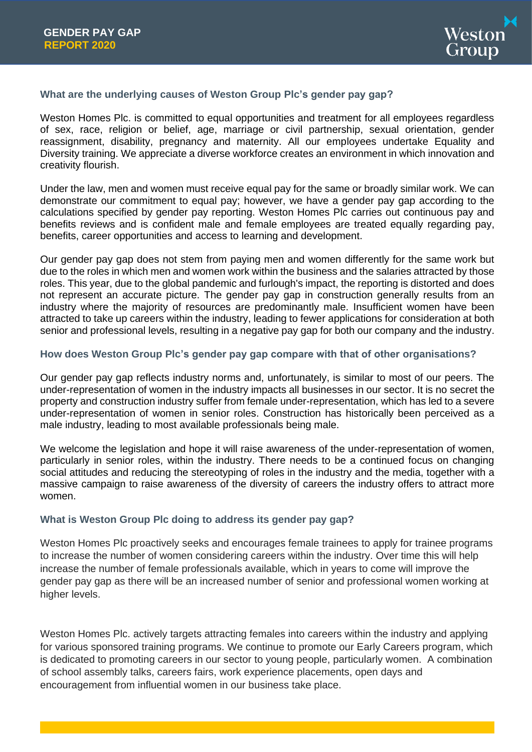### What are the underlying causes of Weston Group Plc's gender pay gap?

Weston Homes Plc. is committed to equal opportunities and treatment for all employees regardless of sex, race, religion or belief, age, marriage or civil partnership, sexual orientation, gender reassignment, disability, pregnancy and maternity. All our employees undertake Equality and Diversity training. We appreciate a diverse workforce creates an environment in which innovation and creativity flourish.

Under the law, men and women must receive equal pay for the same or broadly similar work. We can demonstrate our commitment to equal pay; however, we have a gender pay gap according to the calculations specified by gender pay reporting. Weston Homes Plc carries out continuous pay and benefits reviews and is confident male and female employees are treated equally regarding pay, benefits, career opportunities and access to learning and development.

Our gender pay gap does not stem from paying men and women differently for the same work but due to the roles in which men and women work within the business and the salaries attracted by those roles. This year, due to the global pandemic and furlough's impact, the reporting is distorted and does not represent an accurate picture. The gender pay gap in construction generally results from an industry where the majority of resources are predominantly male. Insufficient women have been attracted to take up careers within the industry, leading to fewer applications for consideration at both senior and professional levels, resulting in a negative pay gap for both our company and the industry.

### How does Weston Group Plc's gender pay gap compare with that of other organisations?

Our gender pay gap reflects industry norms and, unfortunately, is similar to most of our peers. The under-representation of women in the industry impacts all businesses in our sector. It is no secret the property and construction industry suffer from female under-representation, which has led to a severe under-representation of women in senior roles. Construction has historically been perceived as a male industry, leading to most available professionals being male.

We welcome the legislation and hope it will raise awareness of the under-representation of women, particularly in senior roles, within the industry. There needs to be a continued focus on changing social attitudes and reducing the stereotyping of roles in the industry and the media, together with a massive campaign to raise awareness of the diversity of careers the industry offers to attract more women.

### What is Weston Group Plc doing to address its gender pay gap?

Weston Homes Plc proactively seeks and encourages female trainees to apply for trainee programs to increase the number of women considering careers within the industry. Over time this will help increase the number of female professionals available, which in years to come will improve the gender pay gap as there will be an increased number of senior and professional women working at higher levels.

Weston Homes Plc. actively targets attracting females into careers within the industry and applying for various sponsored training programs. We continue to promote our Early Careers program, which is dedicated to promoting careers in our sector to young people, particularly women. A combination of school assembly talks, careers fairs, work experience placements, open days and encouragement from influential women in our business take place.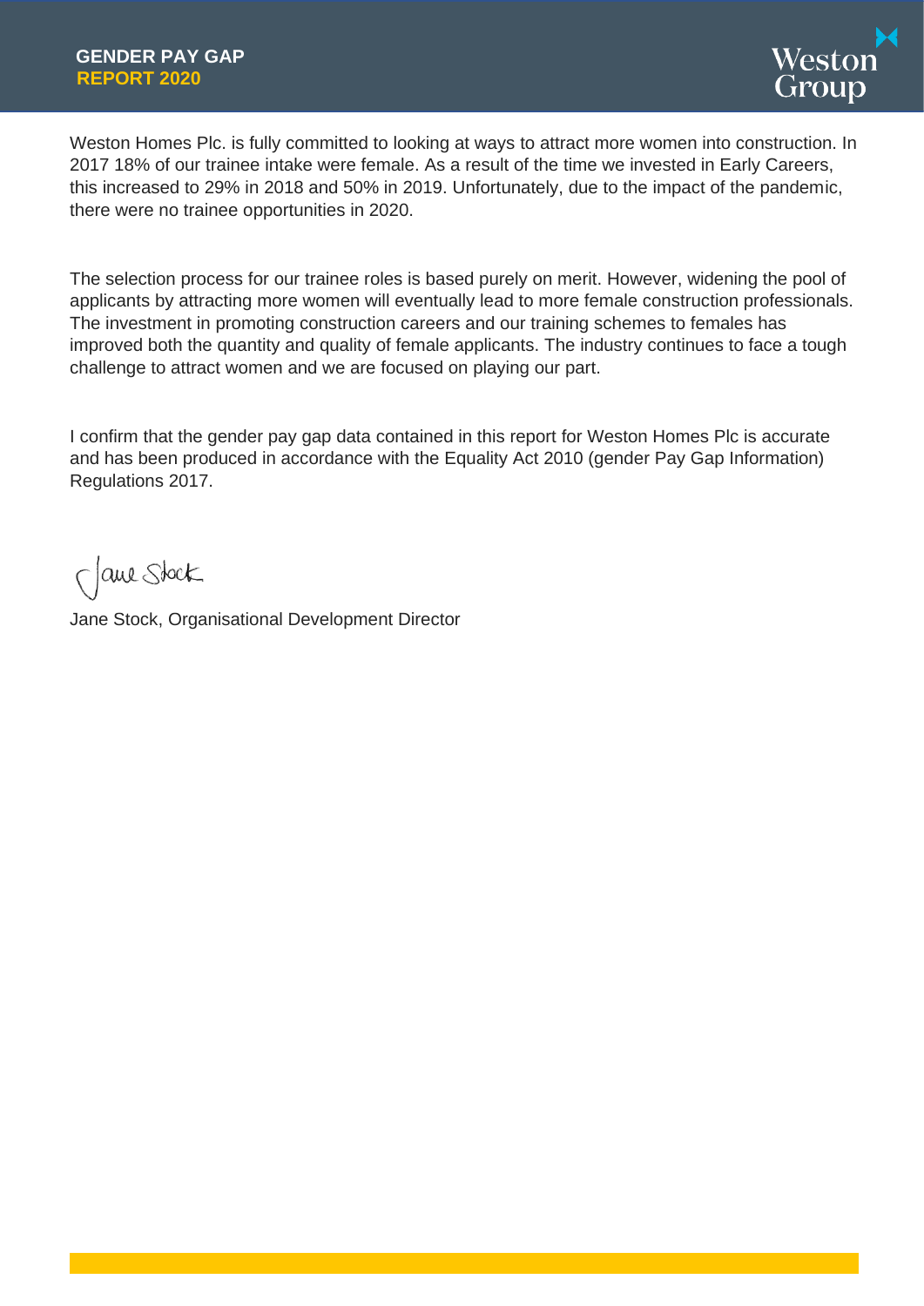Weston Homes Plc. is fully committed to looking at ways to attract more women into construction. In 2017 18% of our trainee intake were female. As a result of the time we invested in Early Careers, this increased to 29% in 2018 and 50% in 2019. Unfortunately, due to the impact of the pandemic, there were no trainee opportunities in 2020.

The selection process for our trainee roles is based purely on merit. However, widening the pool of applicants by attracting more women will eventually lead to more female construction professionals. The investment in promoting construction careers and our training schemes to females has improved both the quantity and quality of female applicants. The industry continues to face a tough challenge to attract women and we are focused on playing our part.

I confirm that the gender pay gap data contained in this report for Weston Homes Plc is accurate and has been produced in accordance with the Equality Act 2010 (gender Pay Gap Information) Regulations 2017.

Jane Stock

Jane Stock, Organisational Development Director